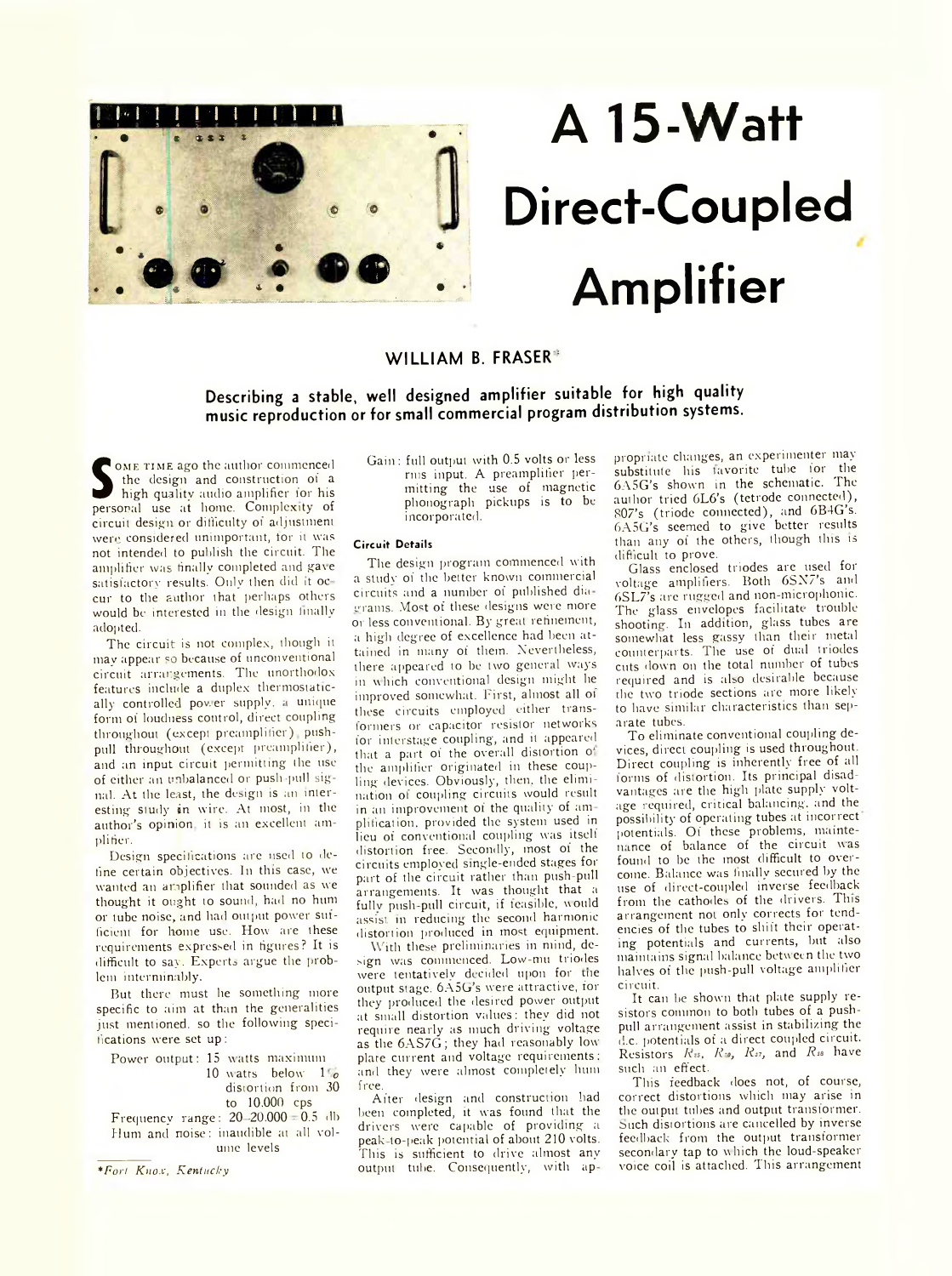# A 15-Watt Direct-Coupled Amplifier

## WILLIAM B. FRASER*

**Describing a stable, well designed amplifier suitable for high quality music reproduction or for small commercial program distribution systems.**

Some time ago the author commenced the design and construction of a high quality audio amplifier for his personal use at home. Complexity of circuit design or difficulty of adjustment were considered unimportant, for it was not intended to publish the circuit. The amplifier was finally completed and gave satisfactory results. Only then did it occur to the author that perhaps others would be interested in the design finally adopted.

The circuit is not complex, though it may appear so because of unconventional circuit arrangements. The unorthodox features include a duplex thermostatically controlled power supply, a unique form of loudness control, direct coupling throughout (except preamplifier), push-pull throughout (except preamplifier), and an input circuit permitting the use of either an unbalanced or push-pull signal. At the least, the design is an interesting study in wire. At most, in the author's opinion, it is an excellent amplifier.

Design specifications are used to define certain objectives. In this case, we wanted an amplifier that sounded as we thought it ought to sound, had no hum or tube noise, and had output power sufficient for home use. How are these requirements expressed in figures? It is difficult to say. Experts argue the problem interminably.

But there must be something more specific to aim at than the generalities just mentioned, so the following specifications were set up:

Power output: 15 watts maximum
10 watts below 1% distortion from 30 to 10,000 cps
Frequency range: 20–20,000 ± 0.5 db
Hum and noise: inaudible at all volume levels
Gain: full output with 0.5 volts or less rms input. A preamplifier permitting the use of magnetic phonograph pickups is to be incorporated.

### Circuit Details

The design program commenced with a study of the better known commercial circuits and a number of published diagrams. Most of these designs were more or less conventional. By great refinement, a high degree of excellence had been attained in many of them. Nevertheless, there appeared to be two general ways in which conventional design might be improved somewhat. First, almost all of these circuits employed either transformers or capacitor resistor networks for interstage coupling, and it appeared that a part of the overall distortion of the amplifier originated in these coupling devices. Obviously, then, the elimination of coupling circuits would result in an improvement of the quality of amplification, provided the system used in lieu of conventional coupling was itself distortion free. Secondly, most of the circuits employed single-ended stages for part of the circuit rather than push-pull arrangements. It was thought that a fully push-pull circuit, if feasible, would assist in reducing the second harmonic distortion produced in most equipment.

With these preliminaries in mind, design was commenced. Low-mu triodes were tentatively decided upon for the output stage. 6A5G's were attractive, for they produced the desired power output at small distortion values; they did not require nearly as much driving voltage as the 6AS7G; they had reasonably low plate current and voltage requirements; and they were almost completely hum free.

After design and construction had been completed, it was found that the drivers were capable of providing a peak-to-peak potential of about 210 volts. This is sufficient to drive almost any output tube. Consequently, with appropriate changes, an experimenter may substitute his favorite tube for the 6A5G's shown in the schematic. The author tried 6L6's (tetrode connected), 807's (triode connected), and 6B4G's. 6A5G's seemed to give better results than any of the others, though this is difficult to prove.

Glass enclosed triodes are used for voltage amplifiers. Both 6SN7's and 6SL7's are rugged and non-microphonic. The glass envelopes facilitate trouble shooting. In addition, glass tubes are somewhat less gassy than their metal counterparts. The use of dual triodes cuts down on the total number of tubes required and is also desirable because the two triode sections are more likely to have similar characteristics than separate tubes.

To eliminate conventional coupling devices, direct coupling is used throughout. Direct coupling is inherently free of all forms of distortion. Its principal disadvantages are the high plate supply voltage required, critical balancing, and the possibility of operating tubes at incorrect potentials. Of these problems, maintenance of balance of the circuit was found to be the most difficult to overcome. Balance was finally secured by the use of direct-coupled inverse feedback from the cathodes of the drivers. This arrangement not only corrects for tendencies of the tubes to shift their operating potentials and currents, but also maintains signal balance between the two halves of the push-pull voltage amplifier circuit.

It can be shown that plate supply resistors common to both tubes of a push-pull arrangement assist in stabilizing the d.c. potentials of a direct coupled circuit. Resistors $R_{35}$, $R_{36}$, $R_{37}$, and $R_{38}$ have such an effect.

This feedback does not, of course, correct distortions which may arise in the output tubes and output transformer. Such distortions are cancelled by inverse feedback from the output transformer secondary tap to which the loud-speaker voice coil is attached. This arrangement

*Fort Knox, Kentucky*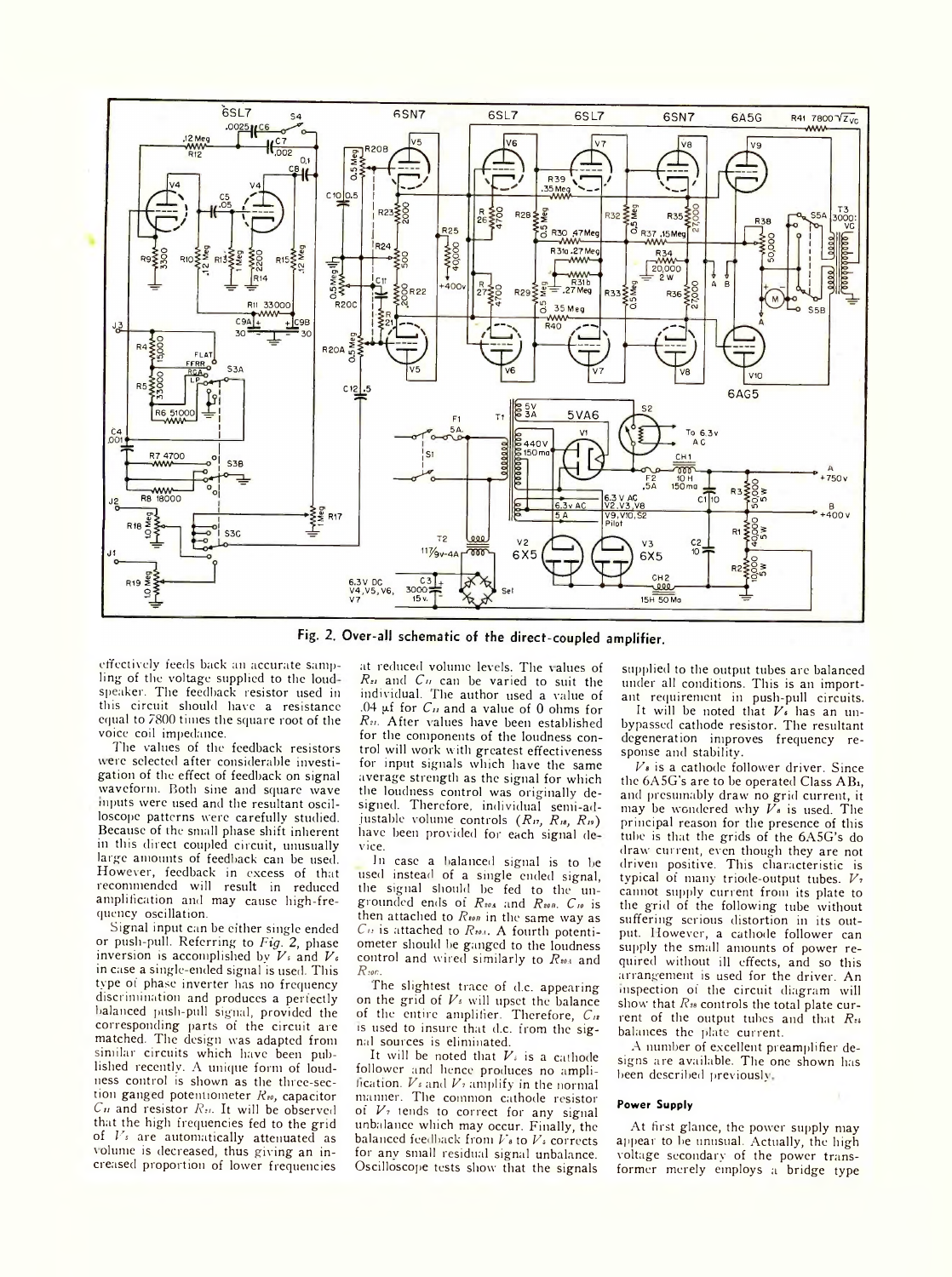Fig. 2. Over-all schematic of the direct-coupled amplifier.

effectively feeds back an accurate sampling of the voltage supplied to the loudspeaker. The feedback resistor used in this circuit should have a resistance equal to 7800 times the square root of the voice coil impedance.

The values of the feedback resistors were selected after considerable investigation of the effect of feedback on signal waveform. Both sine and square wave inputs were used and the resultant oscilloscope patterns were carefully studied. Because of the small phase shift inherent in this direct coupled circuit, unusually large amounts of feedback can be used. However, feedback in excess of that recommended will result in reduced amplification and may cause high-frequency oscillation.

Signal input can be either single ended or push-pull. Referring to *Fig. 2*, phase inversion is accomplished by $V_5$ and $V_6$ in case a single-ended signal is used. This type of phase inverter has no frequency discrimination and produces a perfectly balanced push-pull signal, provided the corresponding parts of the circuit are matched. The design was adapted from similar circuits which have been published recently. A unique form of loudness control is shown as the three-section ganged potentiometer $R_{20}$, capacitor $C_{11}$ and resistor $R_{21}$. It will be observed that the high frequencies fed to the grid of $V_5$ are automatically attenuated as volume is decreased, thus giving an increased proportion of lower frequencies at reduced volume levels. The values of $R_{21}$ and $C_{11}$ can be varied to suit the individual. The author used a value of .04 µf for $C_{11}$ and a value of 0 ohms for $R_{21}$. After values have been established for the components of the loudness control will work with greatest effectiveness for input signals which have the same average strength as the signal for which the loudness control was originally designed. Therefore, individual semi-adjustable volume controls ($R_{17}$, $R_{18}$, $R_{19}$) have been provided for each signal device.

In case a balanced signal is to be used instead of a single ended signal, the signal should be fed to the ungrounded ends of $R_{20A}$ and $R_{20B}$. $C_{10}$ is then attached to $R_{20B}$ in the same way as $C_{11}$ is attached to $R_{20A}$. A fourth potentiometer should be ganged to the loudness control and wired similarly to $R_{20A}$ and $R_{20C}$.

The slightest trace of d.c. appearing on the grid of $V_5$ will upset the balance of the entire amplifier. Therefore, $C_{12}$ is used to insure that d.c. from the signal sources is eliminated.

It will be noted that $V_5$ is a cathode follower and hence produces no amplification. $V_6$ and $V_7$ amplify in the normal manner. The common cathode resistor of $V_7$ tends to correct for any signal unbalance which may occur. Finally, the balanced feedback from $V_8$ to $V_6$ corrects for any small residual signal unbalance. Oscilloscope tests show that the signals supplied to the output tubes are balanced under all conditions. This is an important requirement in push-pull circuits.

It will be noted that $V_6$ has an unbypassed cathode resistor. The resultant degeneration improves frequency response and stability.

$V_8$ is a cathode follower driver. Since the 6A5G's are to be operated Class AB₁, and presumably draw no grid current, it may be wondered why $V_8$ is used. The principal reason for the presence of this tube is that the grids of the 6A5G's do draw current, even though they are not driven positive. This characteristic is typical of many triode-output tubes. $V_7$ cannot supply current from its plate to the grid of the following tube without suffering serious distortion in its output. However, a cathode follower can supply the small amounts of power required without ill effects, and so this arrangement is used for the driver. An inspection of the circuit diagram will show that $R_{38}$ controls the total plate current of the output tubes and that $R_{34}$ balances the plate current.

A number of excellent preamplifier designs are available. The one shown has been described previously.

### Power Supply

At first glance, the power supply may appear to be unusual. Actually, the high voltage secondary of the power transformer merely employs a bridge type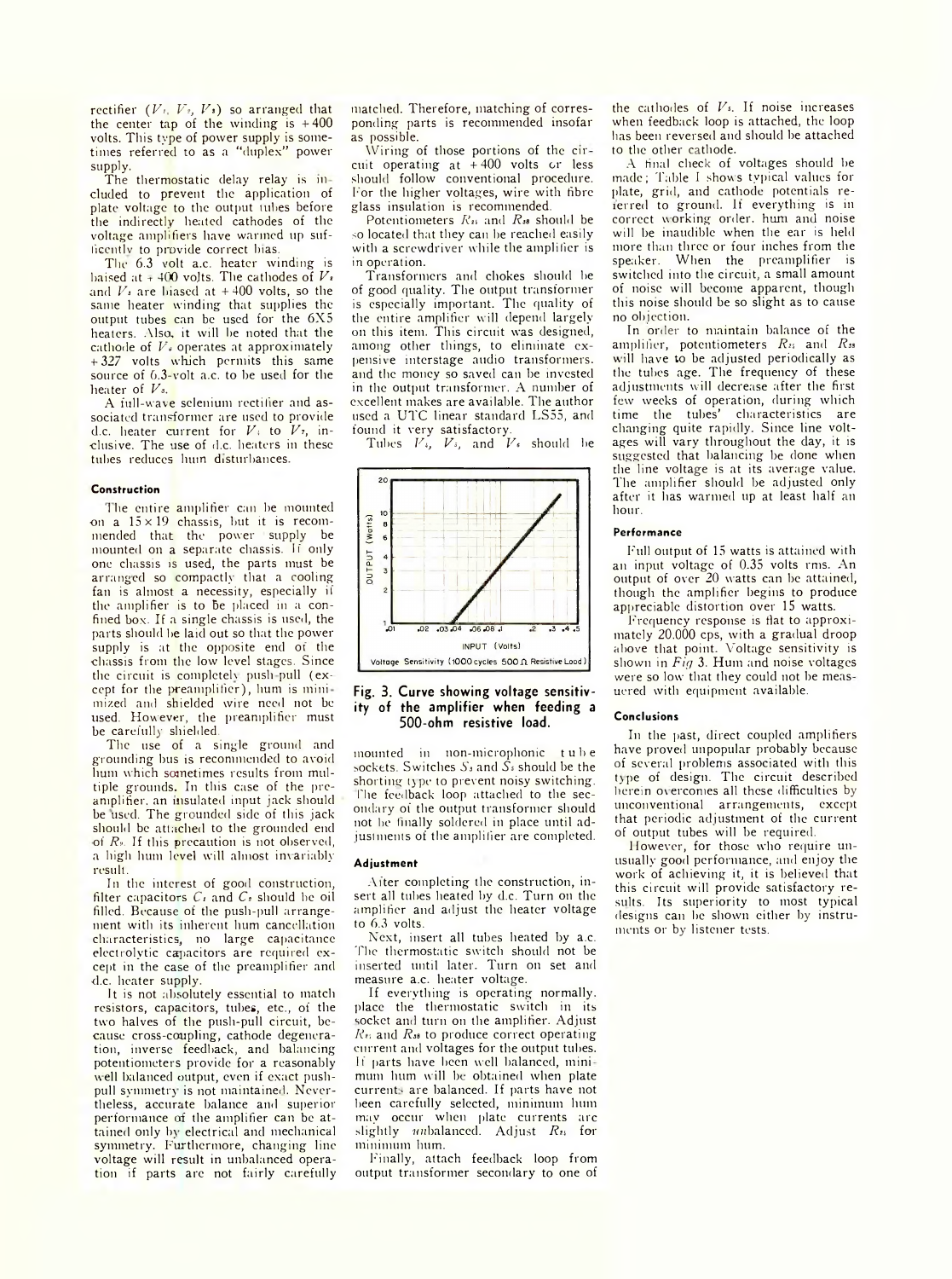rectifier ($V_1$, $V_2$, $V_3$) so arranged that the center tap of the winding is +400 volts. This type of power supply is sometimes referred to as a "duplex" power supply.

The thermostatic delay relay is included to prevent the application of plate voltage to the output tubes before the indirectly heated cathodes of the voltage amplifiers have warmed up sufficiently to provide correct bias.

The 6.3 volt a.c. heater winding is biased at +400 volts. The cathodes of $V_4$ and $V_5$ are biased at +400 volts, so the same heater winding that supplies the output tubes can be used for the 6X5 heaters. Also, it will be noted that the cathode of $V_6$ operates at approximately +327 volts which permits this same source of 6.3-volt a.c. to be used for the heater of $V_6$.

A full-wave selenium rectifier and associated transformer are used to provide d.c. heater current for $V_1$ to $V_7$, inclusive. The use of d.c. heaters in these tubes reduces hum disturbances.

#### Construction

The entire amplifier can be mounted on a 15×19 chassis, but it is recommended that the power supply be mounted on a separate chassis. If only one chassis is used, the parts must be arranged so compactly that a cooling fan is almost a necessity, especially if the amplifier is to be placed in a confined box. If a single chassis is used, the parts should be laid out so that the power supply is at the opposite end of the chassis from the low level stages. Since the circuit is completely push-pull (except for the preamplifier), hum is minimized and shielded wire need not be used. However, the preamplifier must be carefully shielded.

The use of a single ground and grounding bus is recommended to avoid hum which sometimes results from multiple grounds. In this case of the preamplifier, an insulated input jack should be used. The grounded side of this jack should be attached to the grounded end of $R_9$. If this precaution is not observed, a high hum level will almost invariably result.

In the interest of good construction, filter capacitors $C_1$ and $C_2$ should be oil filled. Because of the push-pull arrangement with its inherent hum cancellation characteristics, no large capacitance electrolytic capacitors are required except in the case of the preamplifier and d.c. heater supply.

It is not absolutely essential to match resistors, capacitors, tubes, etc., of the two halves of the push-pull circuit, because cross-coupling, cathode degeneration, inverse feedback, and balancing potentiometers provide for a reasonably well balanced output, even if exact push-pull symmetry is not maintained. Nevertheless, accurate balance and superior performance of the amplifier can be attained only by electrical and mechanical symmetry. Furthermore, changing line voltage will result in unbalanced operation if parts are not fairly carefully matched. Therefore, matching of corresponding parts is recommended insofar as possible.

Wiring of those portions of the circuit operating at +400 volts or less should follow conventional procedure. For the higher voltages, wire with fibre glass insulation is recommended.

Potentiometers $R_{35}$ and $R_{38}$ should be so located that they can be reached easily with a screwdriver while the amplifier is in operation.

Transformers and chokes should be of good quality. The output transformer is especially important. The quality of the entire amplifier will depend largely on this item. This circuit was designed, among other things, to eliminate expensive interstage audio transformers, and the money so saved can be invested in the output transformer. A number of excellent makes are available. The author used a UTC linear standard LS55, and found it very satisfactory.

Tubes $V_4$, $V_5$, and $V_6$ should be mounted in non-microphonic tube sockets. Switches $S_3$ and $S_4$ should be the shorting type to prevent noisy switching. The feedback loop attached to the secondary of the output transformer should not be finally soldered in place until adjustments of the amplifier are completed.

**Fig. 3. Curve showing voltage sensitivity of the amplifier when feeding a 500-ohm resistive load.**

#### Adjustment

After completing the construction, insert all tubes heated by d.c. Turn on the amplifier and adjust the heater voltage to 6.3 volts.

Next, insert all tubes heated by a.c. The thermostatic switch should not be inserted until later. Turn on set and measure a.c. heater voltage.

If everything is operating normally, place the thermostatic switch in its socket and turn on the amplifier. Adjust $R_{35}$ and $R_{38}$ to produce correct operating current and voltages for the output tubes. If parts have been well balanced, minimum hum will be obtained when plate currents are balanced. If parts have not been carefully selected, minimum hum may occur when plate currents are slightly *un*balanced. Adjust $R_{35}$ for minimum hum.

Finally, attach feedback loop from output transformer secondary to one of the cathodes of $V_5$. If noise increases when feedback loop is attached, the loop has been reversed and should be attached to the other cathode.

A final check of voltages should be made; Table I shows typical values for plate, grid, and cathode potentials referred to ground. If everything is in correct working order, hum and noise will be inaudible when the ear is held more than three or four inches from the speaker. When the preamplifier is switched into the circuit, a small amount of noise will become apparent, though this noise should be so slight as to cause no objection.

In order to maintain balance of the amplifier, potentiometers $R_{35}$ and $R_{38}$ will have to be adjusted periodically as the tubes age. The frequency of these adjustments will decrease after the first few weeks of operation, during which time the tubes' characteristics are changing quite rapidly. Since line voltages will vary throughout the day, it is suggested that balancing be done when the line voltage is at its average value. The amplifier should be adjusted only after it has warmed up at least half an hour.

#### Performance

Full output of 15 watts is attained with an input voltage of 0.35 volts rms. An output of over 20 watts can be attained, though the amplifier begins to produce appreciable distortion over 15 watts.

Frequency response is flat to approximately 20,000 cps, with a gradual droop above that point. Voltage sensitivity is shown in *Fig* 3. Hum and noise voltages were so low that they could not be measured with equipment available.

#### Conclusions

In the past, direct coupled amplifiers have proved unpopular probably because of several problems associated with this type of design. The circuit described herein overcomes all these difficulties by unconventional arrangements, except that periodic adjustment of the current of output tubes will be required.

However, for those who require unusually good performance, and enjoy the work of achieving it, it is believed that this circuit will provide satisfactory results. Its superiority to most typical designs can be shown either by instruments or by listener tests.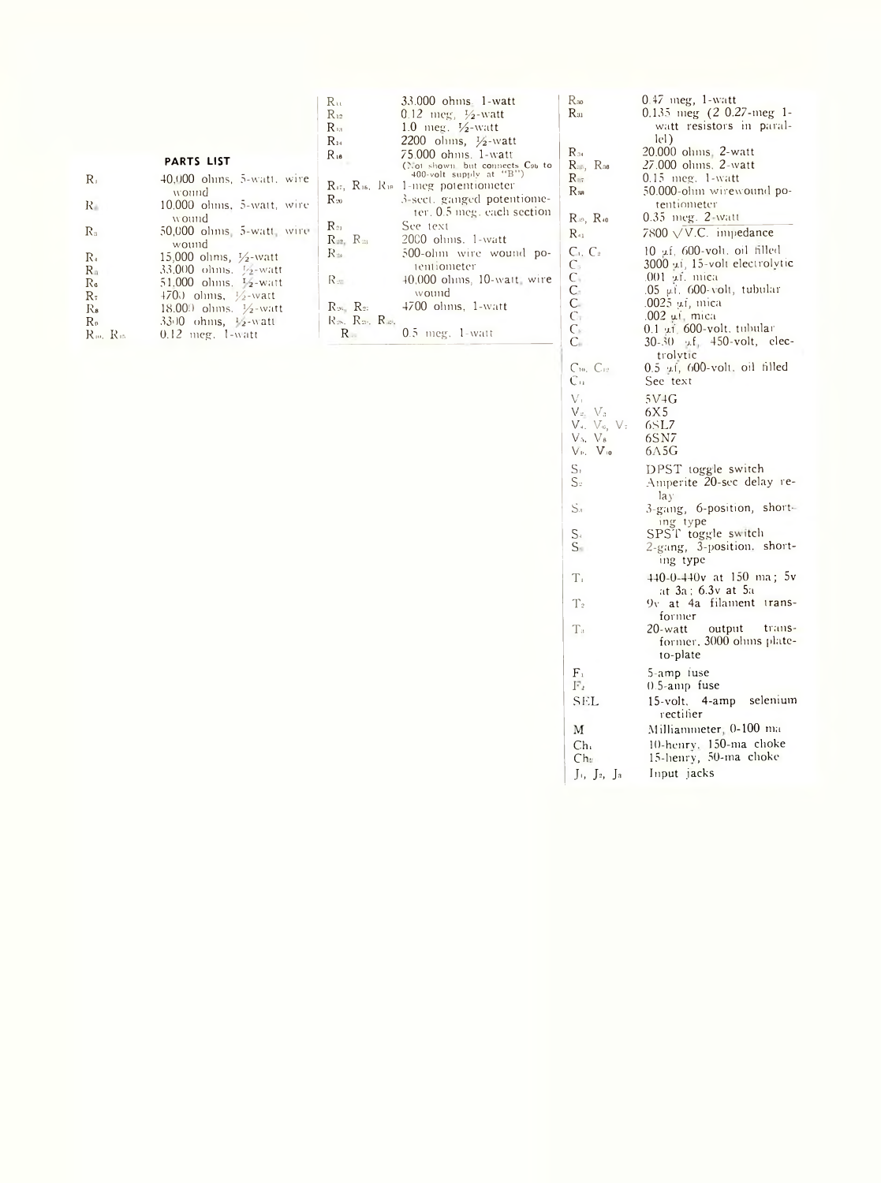## PARTS LIST

| | |
|---|---|
| $R_1$ | 40,000 ohms, 5-watt, wire wound |
| $R_2$ | 10,000 ohms, 5-watt, wire wound |
| $R_3$ | 50,000 ohms, 5-watt, wire wound |
| $R_4$ | 15,000 ohms, ½-watt |
| $R_5$ | 33,000 ohms, ½-watt |
| $R_6$ | 51,000 ohms, ½-watt |
| $R_7$ | 4700 ohms, ½-watt |
| $R_8$ | 18,000 ohms, ½-watt |
| $R_9$ | 3300 ohms, ½-watt |
| $R_{10}$, $R_{15}$ | 0.12 meg, 1-watt |
| $R_{11}$ | 33,000 ohms, 1-watt |
| $R_{12}$ | 0.12 meg, ½-watt |
| $R_{13}$ | 1.0 meg, ½-watt |
| $R_{14}$ | 2200 ohms, ½-watt |
| $R_{16}$ | 75,000 ohms, 1-watt (Not shown, but connects $C_{9b}$ to 400-volt supply at "B") |
| $R_{17}$, $R_{18}$, $R_{19}$ | 1-meg potentiometer |
| $R_{20}$ | 3-sect. ganged potentiometer, 0.5 meg. each section |
| $R_{21}$ | See text |
| $R_{22}$, $R_{23}$ | 2000 ohms, 1-watt |
| $R_{24}$ | 500-ohm wire wound potentiometer |
| $R_{25}$ | 40,000 ohms, 10-watt, wire wound |
| $R_{26}$, $R_{27}$ | 4700 ohms, 1-watt |
| $R_{28}$, $R_{29}$, $R_{32}$, $R_{33}$ | 0.5 meg, 1-watt |
| $R_{30}$ | 0.47 meg, 1-watt |
| $R_{31}$ | 0.135 meg (2 0.27-meg 1-watt resistors in parallel) |
| $R_{34}$ | 20,000 ohms, 2-watt |
| $R_{35}$, $R_{36}$ | 27,000 ohms, 2-watt |
| $R_{37}$ | 0.15 meg, 1-watt |
| $R_{38}$ | 50,000-ohm wirewound potentiometer |
| $R_{39}$, $R_{40}$ | 0.35 meg, 2-watt |
| $R_{41}$ | 7800 $\sqrt{V.C.}$ impedance |
| $C_1$, $C_2$ | 10 μf, 600-volt, oil filled |
| $C_3$ | 3000 μf, 15-volt electrolytic |
| $C_4$ | .001 μf, mica |
| $C_5$ | .05 μf, 600-volt, tubular |
| $C_6$ | .0025 μf, mica |
| $C_7$ | .002 μf, mica |
| $C_8$ | 0.1 μf, 600-volt, tubular |
| $C_9$ | 30-30 μf, 450-volt, electrolytic |
| $C_{10}$, $C_{12}$ | 0.5 μf, 600-volt, oil filled |
| $C_{11}$ | See text |
| $V_1$ | 5V4G |
| $V_2$, $V_3$ | 6X5 |
| $V_4$, $V_6$, $V_7$ | 6SL7 |
| $V_5$, $V_8$ | 6SN7 |
| $V_9$, $V_{10}$ | 6A5G |
| $S_1$ | DPST toggle switch |
| $S_2$ | Amperite 20-sec delay relay |
| $S_3$ | 3-gang, 6-position, shorting type |
| $S_4$ | SPST toggle switch |
| $S_5$ | 2-gang, 3-position, shorting type |
| $T_1$ | 440-0-440v at 150 ma; 5v at 3a; 6.3v at 5a |
| $T_2$ | 9v at 4a filament transformer |
| $T_3$ | 20-watt output transformer, 3000 ohms plate-to-plate |
| $F_1$ | 5-amp fuse |
| $F_2$ | 0.5-amp fuse |
| SEL | 15-volt, 4-amp selenium rectifier |
| M | Milliammeter, 0-100 ma |
| $Ch_1$ | 10-henry, 150-ma choke |
| $Ch_2$ | 15-henry, 50-ma choke |
| $J_1$, $J_2$, $J_3$ | Input jacks |